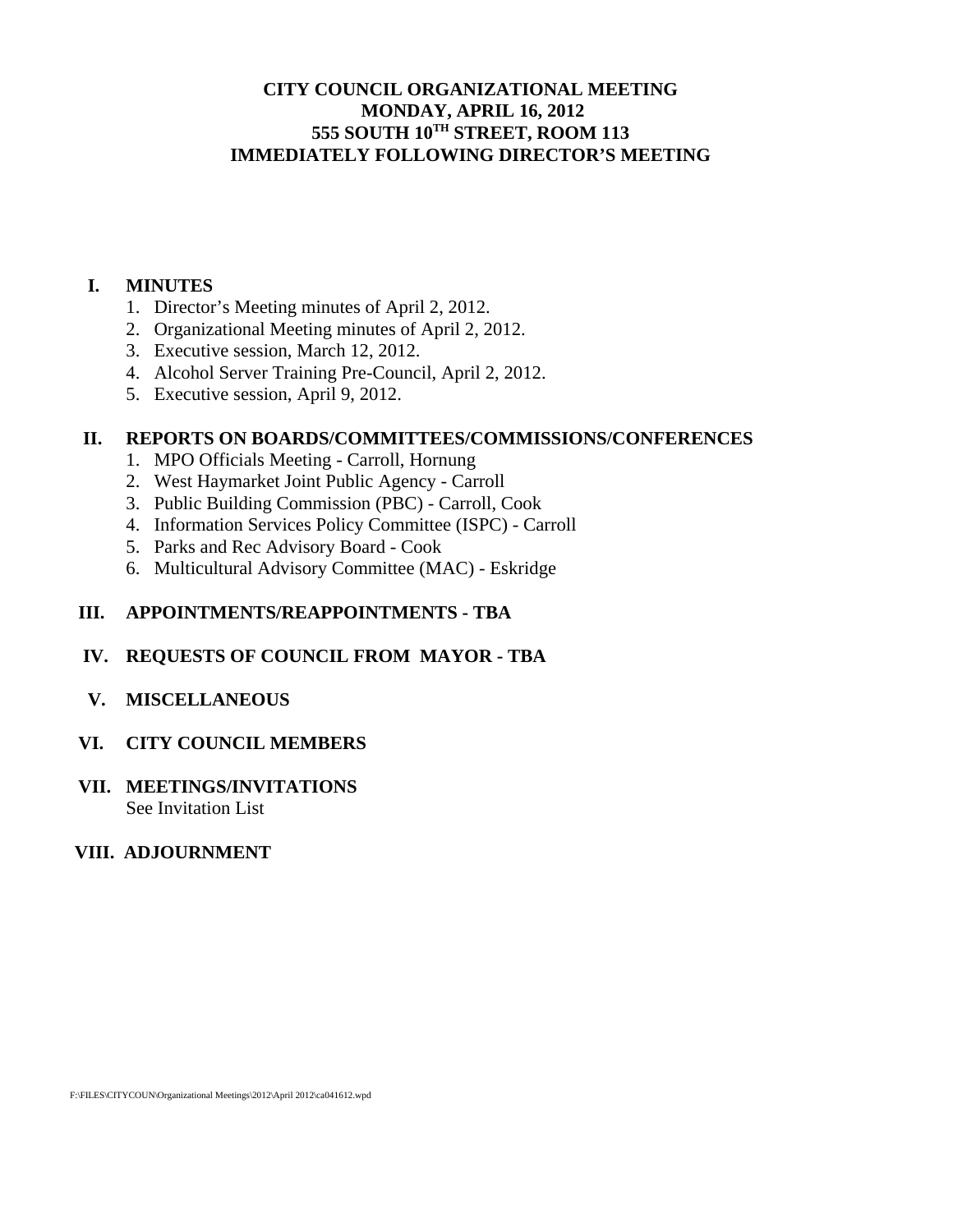# CITY COUNCIL ORGANIZATIONAL MEETING
# MONDAY, APRIL 16, 2012
# 555 SOUTH 10TH STREET, ROOM 113
# IMMEDIATELY FOLLOWING DIRECTOR'S MEETING

## I. MINUTES

1. Director's Meeting minutes of April 2, 2012.
2. Organizational Meeting minutes of April 2, 2012.
3. Executive session, March 12, 2012.
4. Alcohol Server Training Pre-Council, April 2, 2012.
5. Executive session, April 9, 2012.

## II. REPORTS ON BOARDS/COMMITTEES/COMMISSIONS/CONFERENCES

1. MPO Officials Meeting - Carroll, Hornung
2. West Haymarket Joint Public Agency - Carroll
3. Public Building Commission (PBC) - Carroll, Cook
4. Information Services Policy Committee (ISPC) - Carroll
5. Parks and Rec Advisory Board - Cook
6. Multicultural Advisory Committee (MAC) - Eskridge

## III. APPOINTMENTS/REAPPOINTMENTS - TBA

## IV. REQUESTS OF COUNCIL FROM MAYOR - TBA

## V. MISCELLANEOUS

## VI. CITY COUNCIL MEMBERS

## VII. MEETINGS/INVITATIONS

See Invitation List

## VIII. ADJOURNMENT

F:\FILES\CITYCOUN\Organizational Meetings\2012\April 2012\ca041612.wpd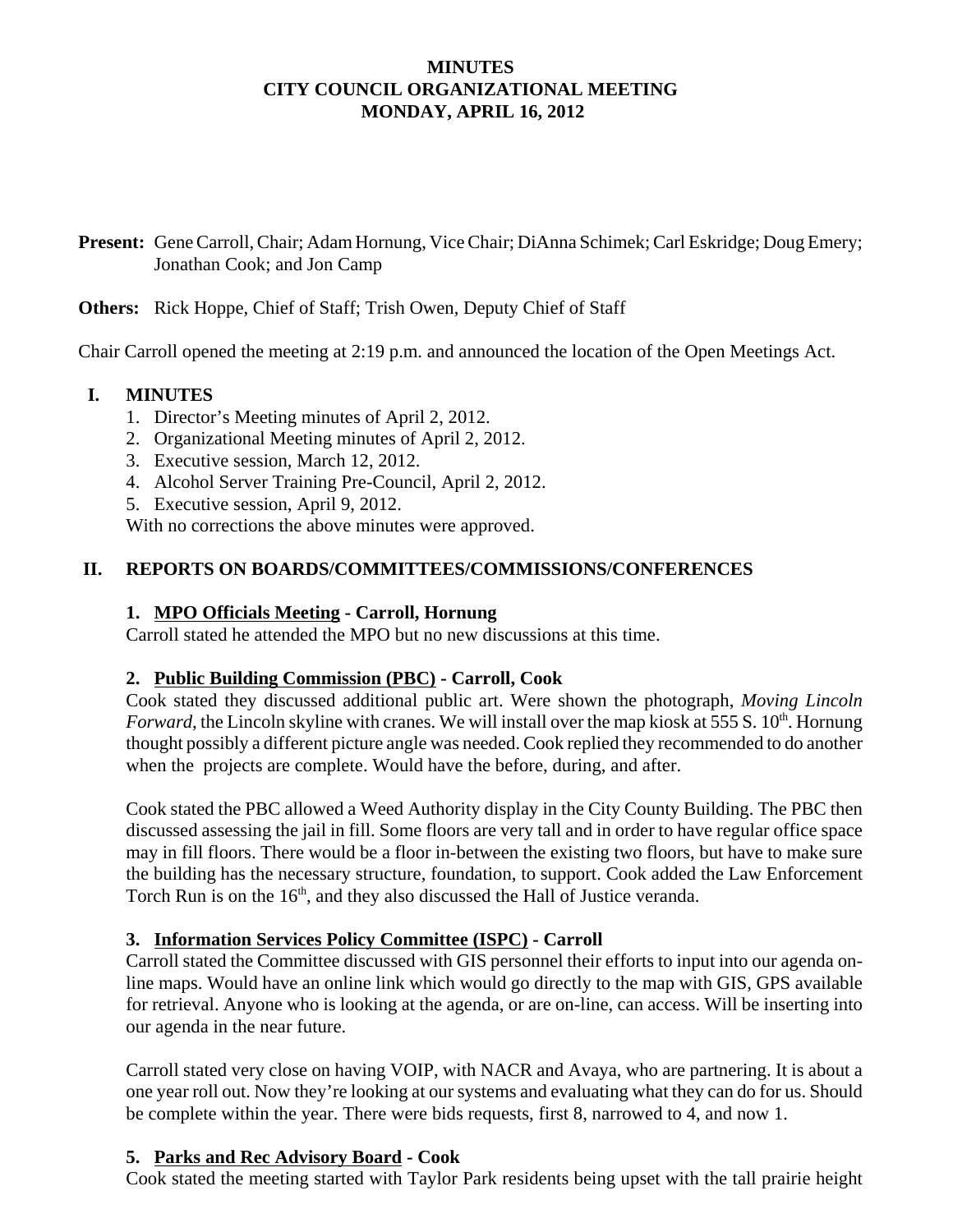**MINUTES**
**CITY COUNCIL ORGANIZATIONAL MEETING**
**MONDAY, APRIL 16, 2012**

**Present:** Gene Carroll, Chair; Adam Hornung, Vice Chair; DiAnna Schimek; Carl Eskridge; Doug Emery; Jonathan Cook; and Jon Camp

**Others:** Rick Hoppe, Chief of Staff; Trish Owen, Deputy Chief of Staff

Chair Carroll opened the meeting at 2:19 p.m. and announced the location of the Open Meetings Act.

## I. MINUTES

1. Director's Meeting minutes of April 2, 2012.
2. Organizational Meeting minutes of April 2, 2012.
3. Executive session, March 12, 2012.
4. Alcohol Server Training Pre-Council, April 2, 2012.
5. Executive session, April 9, 2012.

With no corrections the above minutes were approved.

## II. REPORTS ON BOARDS/COMMITTEES/COMMISSIONS/CONFERENCES

### 1. MPO Officials Meeting - Carroll, Hornung

Carroll stated he attended the MPO but no new discussions at this time.

### 2. Public Building Commission (PBC) - Carroll, Cook

Cook stated they discussed additional public art. Were shown the photograph, *Moving Lincoln Forward*, the Lincoln skyline with cranes. We will install over the map kiosk at 555 S. 10th. Hornung thought possibly a different picture angle was needed. Cook replied they recommended to do another when the projects are complete. Would have the before, during, and after.

Cook stated the PBC allowed a Weed Authority display in the City County Building. The PBC then discussed assessing the jail in fill. Some floors are very tall and in order to have regular office space may in fill floors. There would be a floor in-between the existing two floors, but have to make sure the building has the necessary structure, foundation, to support. Cook added the Law Enforcement Torch Run is on the 16th, and they also discussed the Hall of Justice veranda.

### 3. Information Services Policy Committee (ISPC) - Carroll

Carroll stated the Committee discussed with GIS personnel their efforts to input into our agenda on-line maps. Would have an online link which would go directly to the map with GIS, GPS available for retrieval. Anyone who is looking at the agenda, or are on-line, can access. Will be inserting into our agenda in the near future.

Carroll stated very close on having VOIP, with NACR and Avaya, who are partnering. It is about a one year roll out. Now they're looking at our systems and evaluating what they can do for us. Should be complete within the year. There were bids requests, first 8, narrowed to 4, and now 1.

### 5. Parks and Rec Advisory Board - Cook

Cook stated the meeting started with Taylor Park residents being upset with the tall prairie height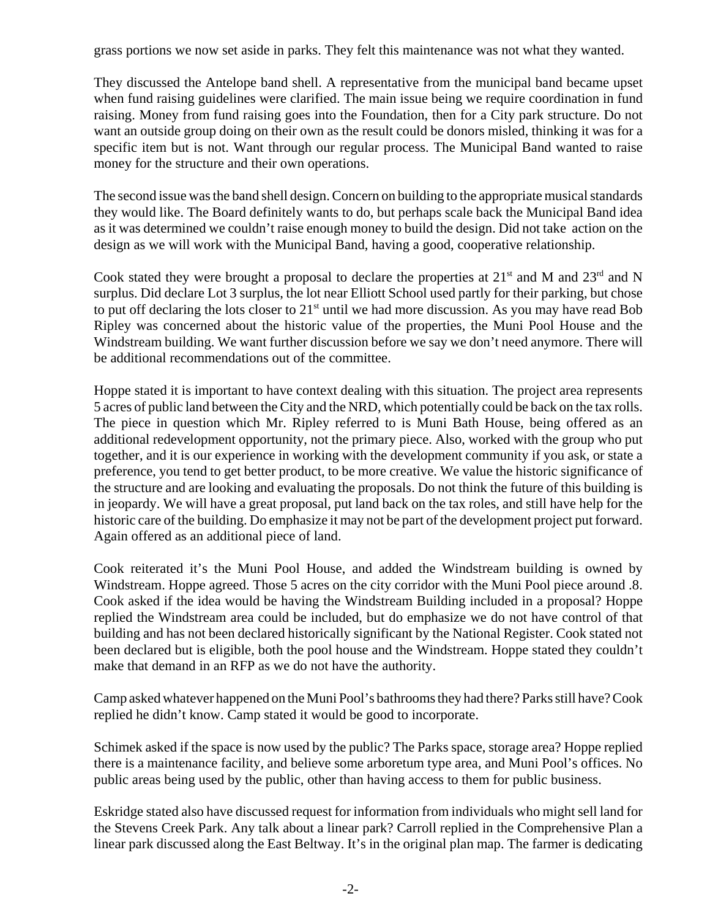grass portions we now set aside in parks. They felt this maintenance was not what they wanted.

They discussed the Antelope band shell. A representative from the municipal band became upset when fund raising guidelines were clarified. The main issue being we require coordination in fund raising. Money from fund raising goes into the Foundation, then for a City park structure. Do not want an outside group doing on their own as the result could be donors misled, thinking it was for a specific item but is not. Want through our regular process. The Municipal Band wanted to raise money for the structure and their own operations.

The second issue was the band shell design. Concern on building to the appropriate musical standards they would like. The Board definitely wants to do, but perhaps scale back the Municipal Band idea as it was determined we couldn't raise enough money to build the design. Did not take action on the design as we will work with the Municipal Band, having a good, cooperative relationship.

Cook stated they were brought a proposal to declare the properties at 21st and M and 23rd and N surplus. Did declare Lot 3 surplus, the lot near Elliott School used partly for their parking, but chose to put off declaring the lots closer to 21st until we had more discussion. As you may have read Bob Ripley was concerned about the historic value of the properties, the Muni Pool House and the Windstream building. We want further discussion before we say we don't need anymore. There will be additional recommendations out of the committee.

Hoppe stated it is important to have context dealing with this situation. The project area represents 5 acres of public land between the City and the NRD, which potentially could be back on the tax rolls. The piece in question which Mr. Ripley referred to is Muni Bath House, being offered as an additional redevelopment opportunity, not the primary piece. Also, worked with the group who put together, and it is our experience in working with the development community if you ask, or state a preference, you tend to get better product, to be more creative. We value the historic significance of the structure and are looking and evaluating the proposals. Do not think the future of this building is in jeopardy. We will have a great proposal, put land back on the tax roles, and still have help for the historic care of the building. Do emphasize it may not be part of the development project put forward. Again offered as an additional piece of land.

Cook reiterated it's the Muni Pool House, and added the Windstream building is owned by Windstream. Hoppe agreed. Those 5 acres on the city corridor with the Muni Pool piece around .8. Cook asked if the idea would be having the Windstream Building included in a proposal? Hoppe replied the Windstream area could be included, but do emphasize we do not have control of that building and has not been declared historically significant by the National Register. Cook stated not been declared but is eligible, both the pool house and the Windstream. Hoppe stated they couldn't make that demand in an RFP as we do not have the authority.

Camp asked whatever happened on the Muni Pool's bathrooms they had there? Parks still have? Cook replied he didn't know. Camp stated it would be good to incorporate.

Schimek asked if the space is now used by the public? The Parks space, storage area? Hoppe replied there is a maintenance facility, and believe some arboretum type area, and Muni Pool's offices. No public areas being used by the public, other than having access to them for public business.

Eskridge stated also have discussed request for information from individuals who might sell land for the Stevens Creek Park. Any talk about a linear park? Carroll replied in the Comprehensive Plan a linear park discussed along the East Beltway. It's in the original plan map. The farmer is dedicating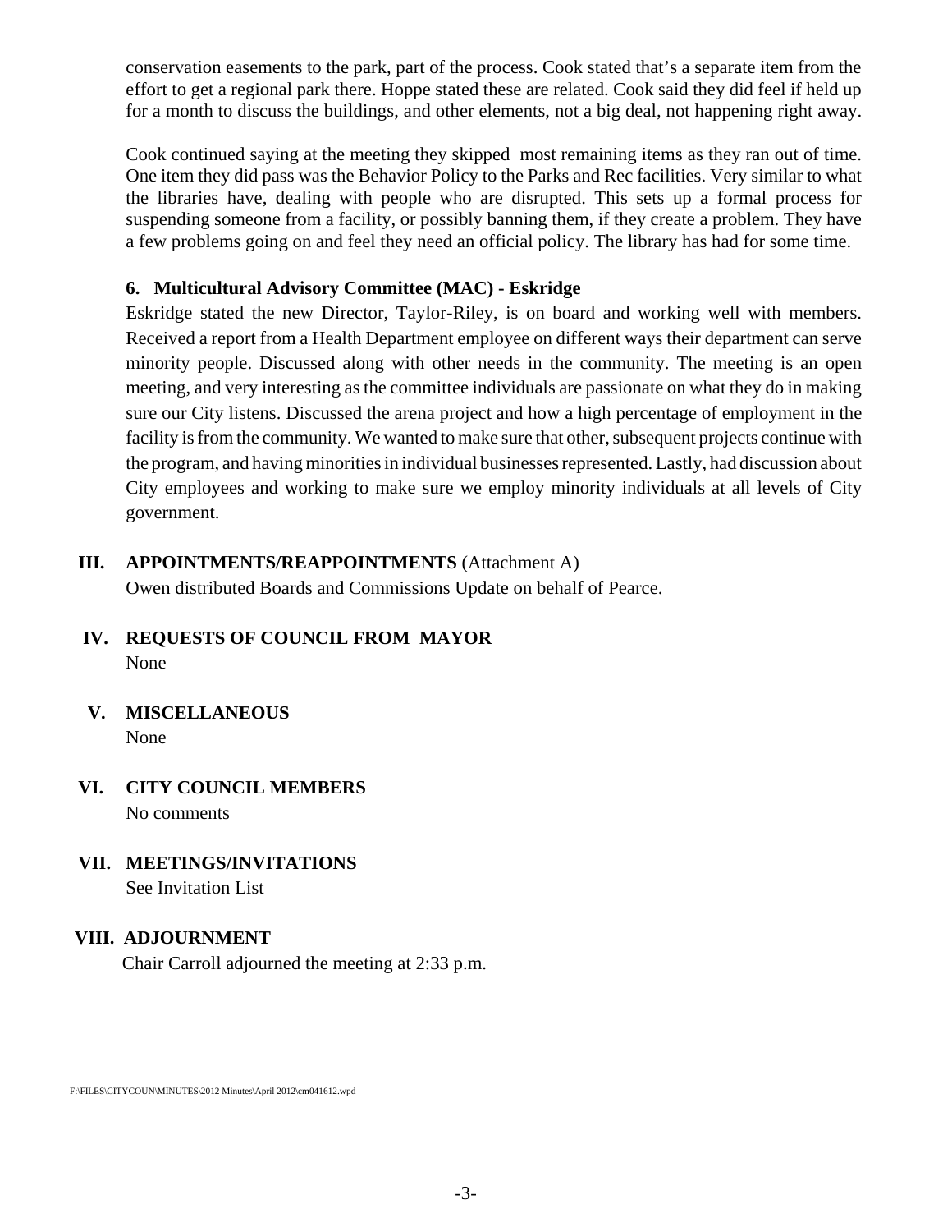conservation easements to the park, part of the process. Cook stated that's a separate item from the effort to get a regional park there. Hoppe stated these are related. Cook said they did feel if held up for a month to discuss the buildings, and other elements, not a big deal, not happening right away.

Cook continued saying at the meeting they skipped most remaining items as they ran out of time. One item they did pass was the Behavior Policy to the Parks and Rec facilities. Very similar to what the libraries have, dealing with people who are disrupted. This sets up a formal process for suspending someone from a facility, or possibly banning them, if they create a problem. They have a few problems going on and feel they need an official policy. The library has had for some time.

**6. Multicultural Advisory Committee (MAC) - Eskridge**

Eskridge stated the new Director, Taylor-Riley, is on board and working well with members. Received a report from a Health Department employee on different ways their department can serve minority people. Discussed along with other needs in the community. The meeting is an open meeting, and very interesting as the committee individuals are passionate on what they do in making sure our City listens. Discussed the arena project and how a high percentage of employment in the facility is from the community. We wanted to make sure that other, subsequent projects continue with the program, and having minorities in individual businesses represented. Lastly, had discussion about City employees and working to make sure we employ minority individuals at all levels of City government.

## III. APPOINTMENTS/REAPPOINTMENTS (Attachment A)

Owen distributed Boards and Commissions Update on behalf of Pearce.

## IV. REQUESTS OF COUNCIL FROM MAYOR

None

## V. MISCELLANEOUS

None

## VI. CITY COUNCIL MEMBERS

No comments

## VII. MEETINGS/INVITATIONS

See Invitation List

## VIII. ADJOURNMENT

Chair Carroll adjourned the meeting at 2:33 p.m.

F:\FILES\CITYCOUN\MINUTES\2012 Minutes\April 2012\cm041612.wpd